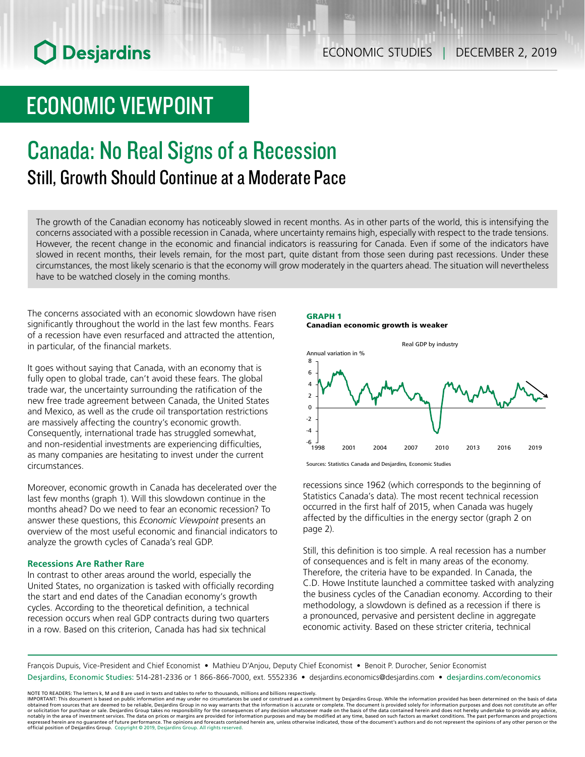# ECONOMIC VIEWPOINT

# Canada: No Real Signs of a Recession

## Still, Growth Should Continue at a Moderate Pace

The growth of the Canadian economy has noticeably slowed in recent months. As in other parts of the world, this is intensifying the concerns associated with a possible recession in Canada, where uncertainty remains high, especially with respect to the trade tensions. However, the recent change in the economic and financial indicators is reassuring for Canada. Even if some of the indicators have slowed in recent months, their levels remain, for the most part, quite distant from those seen during past recessions. Under these circumstances, the most likely scenario is that the economy will grow moderately in the quarters ahead. The situation will nevertheless have to be watched closely in the coming months.

The concerns associated with an economic slowdown have risen significantly throughout the world in the last few months. Fears of a recession have even resurfaced and attracted the attention, in particular, of the financial markets.

It goes without saying that Canada, with an economy that is fully open to global trade, can't avoid these fears. The global trade war, the uncertainty surrounding the ratification of the new free trade agreement between Canada, the United States and Mexico, as well as the crude oil transportation restrictions are massively affecting the country's economic growth. Consequently, international trade has struggled somewhat, and non-residential investments are experiencing difficulties, as many companies are hesitating to invest under the current circumstances.

Moreover, economic growth in Canada has decelerated over the last few months (graph 1). Will this slowdown continue in the months ahead? Do we need to fear an economic recession? To answer these questions, this *Economic Viewpoint* presents an overview of the most useful economic and financial indicators to analyze the growth cycles of Canada's real GDP.

**GRAPH 1**
**Canadian economic growth is weaker**

Sources: Statistics Canada and Desjardins, Economic Studies

### Recessions Are Rather Rare

In contrast to other areas around the world, especially the United States, no organization is tasked with officially recording the start and end dates of the Canadian economy's growth cycles. According to the theoretical definition, a technical recession occurs when real GDP contracts during two quarters in a row. Based on this criterion, Canada has had six technical recessions since 1962 (which corresponds to the beginning of Statistics Canada's data). The most recent technical recession occurred in the first half of 2015, when Canada was hugely affected by the difficulties in the energy sector (graph 2 on page 2).

Still, this definition is too simple. A real recession has a number of consequences and is felt in many areas of the economy. Therefore, the criteria have to be expanded. In Canada, the C.D. Howe Institute launched a committee tasked with analyzing the business cycles of the Canadian economy. According to their methodology, a slowdown is defined as a recession if there is a pronounced, pervasive and persistent decline in aggregate economic activity. Based on these stricter criteria, technical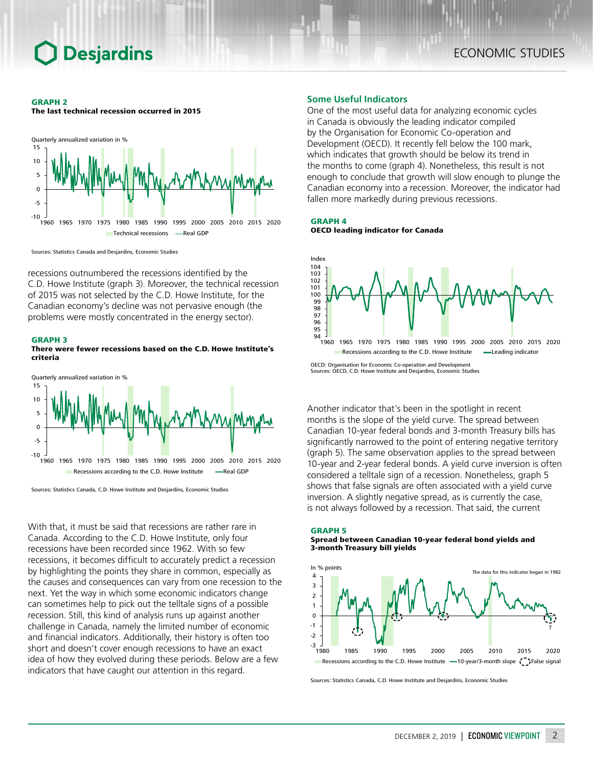**GRAPH 2**
**The last technical recession occurred in 2015**

Sources: Statistics Canada and Desjardins, Economic Studies

recessions outnumbered the recessions identified by the C.D. Howe Institute (graph 3). Moreover, the technical recession of 2015 was not selected by the C.D. Howe Institute, for the Canadian economy's decline was not pervasive enough (the problems were mostly concentrated in the energy sector).

**GRAPH 3**
**There were fewer recessions based on the C.D. Howe Institute's criteria**

Sources: Statistics Canada, C.D. Howe Institute and Desjardins, Economic Studies

With that, it must be said that recessions are rather rare in Canada. According to the C.D. Howe Institute, only four recessions have been recorded since 1962. With so few recessions, it becomes difficult to accurately predict a recession by highlighting the points they share in common, especially as the causes and consequences can vary from one recession to the next. Yet the way in which some economic indicators change can sometimes help to pick out the telltale signs of a possible recession. Still, this kind of analysis runs up against another challenge in Canada, namely the limited number of economic and financial indicators. Additionally, their history is often too short and doesn't cover enough recessions to have an exact idea of how they evolved during these periods. Below are a few indicators that have caught our attention in this regard.

## Some Useful Indicators

One of the most useful data for analyzing economic cycles in Canada is obviously the leading indicator compiled by the Organisation for Economic Co-operation and Development (OECD). It recently fell below the 100 mark, which indicates that growth should be below its trend in the months to come (graph 4). Nonetheless, this result is not enough to conclude that growth will slow enough to plunge the Canadian economy into a recession. Moreover, the indicator had fallen more markedly during previous recessions.

**GRAPH 4**
**OECD leading indicator for Canada**

OECD: Organisation for Economic Co-operation and Development
Sources: OECD, C.D. Howe Institute and Desjardins, Economic Studies

Another indicator that's been in the spotlight in recent months is the slope of the yield curve. The spread between Canadian 10-year federal bonds and 3-month Treasury bills has significantly narrowed to the point of entering negative territory (graph 5). The same observation applies to the spread between 10-year and 2-year federal bonds. A yield curve inversion is often considered a telltale sign of a recession. Nonetheless, graph 5 shows that false signals are often associated with a yield curve inversion. A slightly negative spread, as is currently the case, is not always followed by a recession. That said, the current

**GRAPH 5**
**Spread between Canadian 10-year federal bond yields and 3-month Treasury bill yields**

Sources: Statistics Canada, C.D. Howe Institute and Desjardins, Economic Studies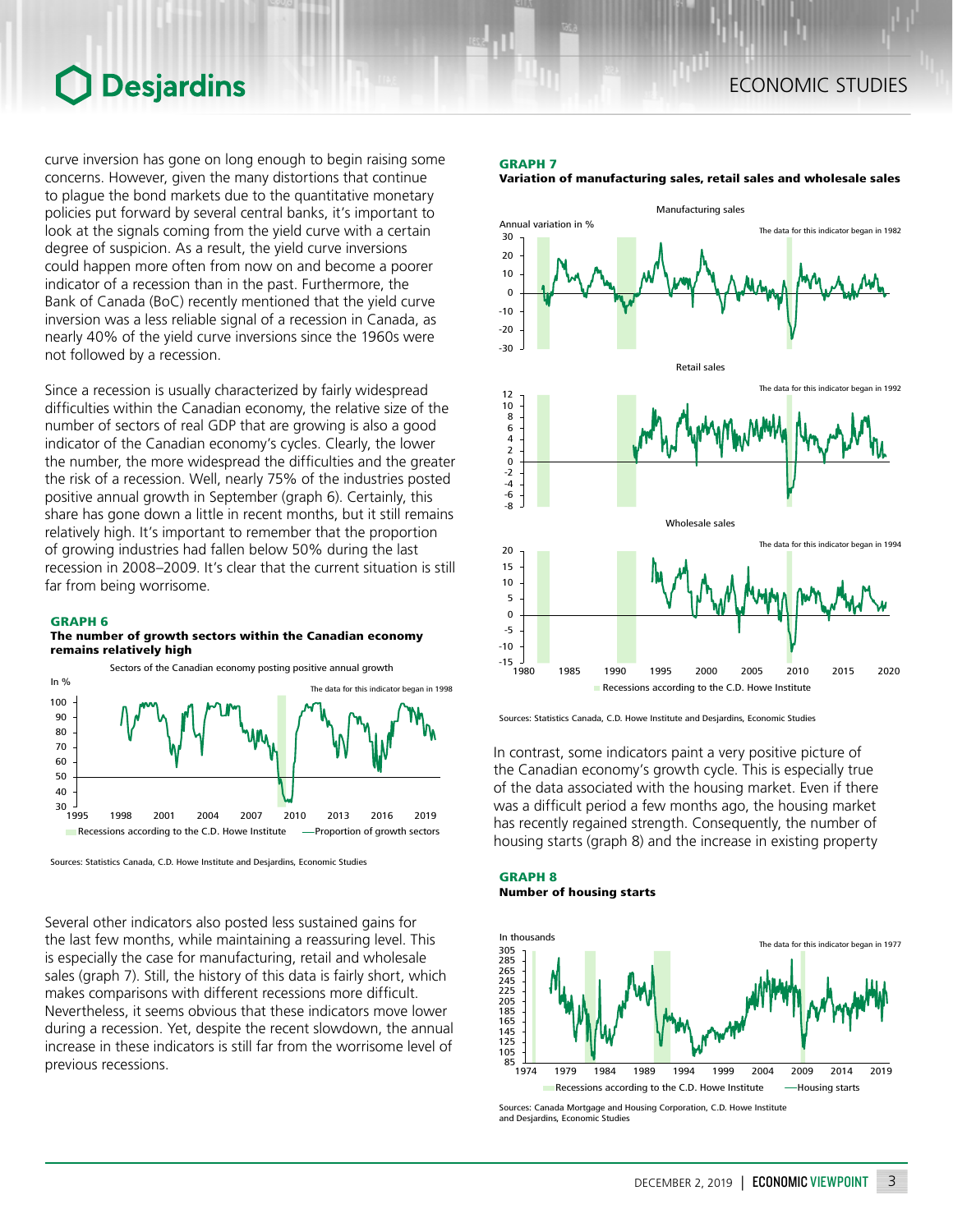curve inversion has gone on long enough to begin raising some concerns. However, given the many distortions that continue to plague the bond markets due to the quantitative monetary policies put forward by several central banks, it's important to look at the signals coming from the yield curve with a certain degree of suspicion. As a result, the yield curve inversions could happen more often from now on and become a poorer indicator of a recession than in the past. Furthermore, the Bank of Canada (BoC) recently mentioned that the yield curve inversion was a less reliable signal of a recession in Canada, as nearly 40% of the yield curve inversions since the 1960s were not followed by a recession.

Since a recession is usually characterized by fairly widespread difficulties within the Canadian economy, the relative size of the number of sectors of real GDP that are growing is also a good indicator of the Canadian economy's cycles. Clearly, the lower the number, the more widespread the difficulties and the greater the risk of a recession. Well, nearly 75% of the industries posted positive annual growth in September (graph 6). Certainly, this share has gone down a little in recent months, but it still remains relatively high. It's important to remember that the proportion of growing industries had fallen below 50% during the last recession in 2008–2009. It's clear that the current situation is still far from being worrisome.

**GRAPH 6**
**The number of growth sectors within the Canadian economy remains relatively high**

Sources: Statistics Canada, C.D. Howe Institute and Desjardins, Economic Studies

Several other indicators also posted less sustained gains for the last few months, while maintaining a reassuring level. This is especially the case for manufacturing, retail and wholesale sales (graph 7). Still, the history of this data is fairly short, which makes comparisons with different recessions more difficult. Nevertheless, it seems obvious that these indicators move lower during a recession. Yet, despite the recent slowdown, the annual increase in these indicators is still far from the worrisome level of previous recessions.

**GRAPH 7**
**Variation of manufacturing sales, retail sales and wholesale sales**

Sources: Statistics Canada, C.D. Howe Institute and Desjardins, Economic Studies

In contrast, some indicators paint a very positive picture of the Canadian economy's growth cycle. This is especially true of the data associated with the housing market. Even if there was a difficult period a few months ago, the housing market has recently regained strength. Consequently, the number of housing starts (graph 8) and the increase in existing property

**GRAPH 8**
**Number of housing starts**

Sources: Canada Mortgage and Housing Corporation, C.D. Howe Institute and Desjardins, Economic Studies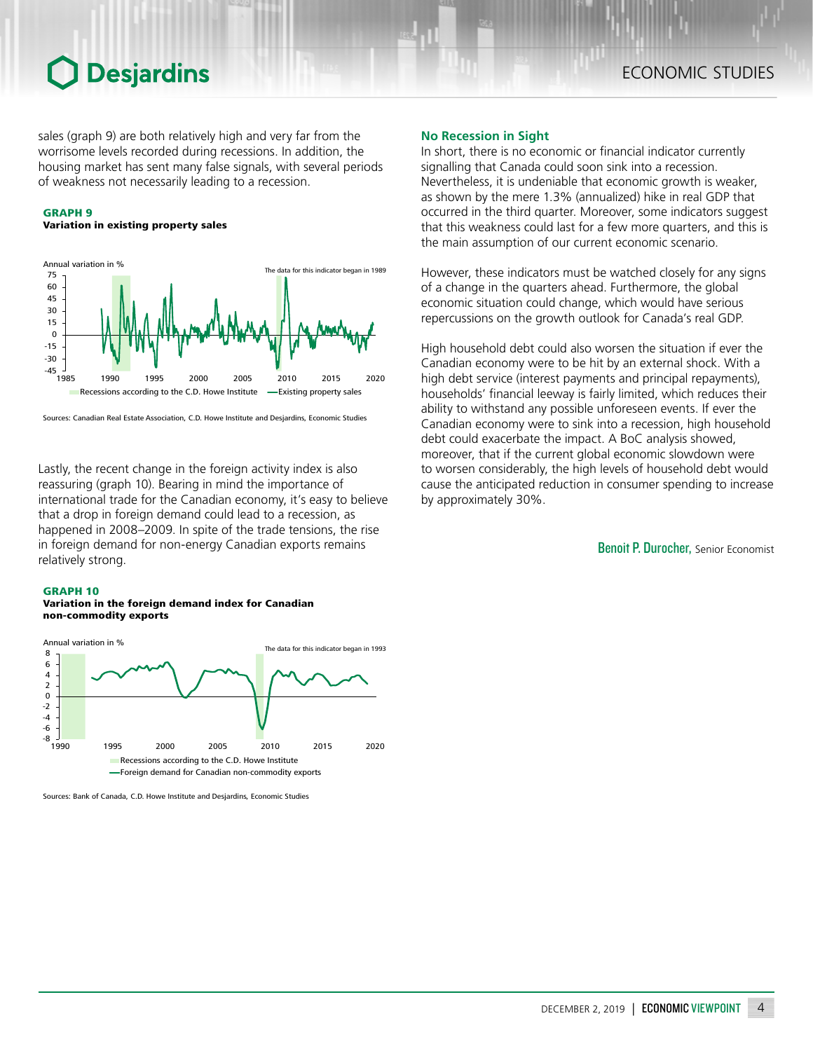sales (graph 9) are both relatively high and very far from the worrisome levels recorded during recessions. In addition, the housing market has sent many false signals, with several periods of weakness not necessarily leading to a recession.

**GRAPH 9**
**Variation in existing property sales**

Annual variation in %

The data for this indicator began in 1989

75
60
45
30
15
0
-15
-30
-45

1985 1990 1995 2000 2005 2010 2015 2020

Recessions according to the C.D. Howe Institute — Existing property sales

Sources: Canadian Real Estate Association, C.D. Howe Institute and Desjardins, Economic Studies

Lastly, the recent change in the foreign activity index is also reassuring (graph 10). Bearing in mind the importance of international trade for the Canadian economy, it's easy to believe that a drop in foreign demand could lead to a recession, as happened in 2008–2009. In spite of the trade tensions, the rise in foreign demand for non-energy Canadian exports remains relatively strong.

**GRAPH 10**
**Variation in the foreign demand index for Canadian non-commodity exports**

Annual variation in %

The data for this indicator began in 1993

8
6
4
2
0
-2
-4
-6
-8

1990 1995 2000 2005 2010 2015 2020

Recessions according to the C.D. Howe Institute
—Foreign demand for Canadian non-commodity exports

Sources: Bank of Canada, C.D. Howe Institute and Desjardins, Economic Studies

## No Recession in Sight

In short, there is no economic or financial indicator currently signalling that Canada could soon sink into a recession. Nevertheless, it is undeniable that economic growth is weaker, as shown by the mere 1.3% (annualized) hike in real GDP that occurred in the third quarter. Moreover, some indicators suggest that this weakness could last for a few more quarters, and this is the main assumption of our current economic scenario.

However, these indicators must be watched closely for any signs of a change in the quarters ahead. Furthermore, the global economic situation could change, which would have serious repercussions on the growth outlook for Canada's real GDP.

High household debt could also worsen the situation if ever the Canadian economy were to be hit by an external shock. With a high debt service (interest payments and principal repayments), households' financial leeway is fairly limited, which reduces their ability to withstand any possible unforeseen events. If ever the Canadian economy were to sink into a recession, high household debt could exacerbate the impact. A BoC analysis showed, moreover, that if the current global economic slowdown were to worsen considerably, the high levels of household debt would cause the anticipated reduction in consumer spending to increase by approximately 30%.

**Benoit P. Durocher**, Senior Economist